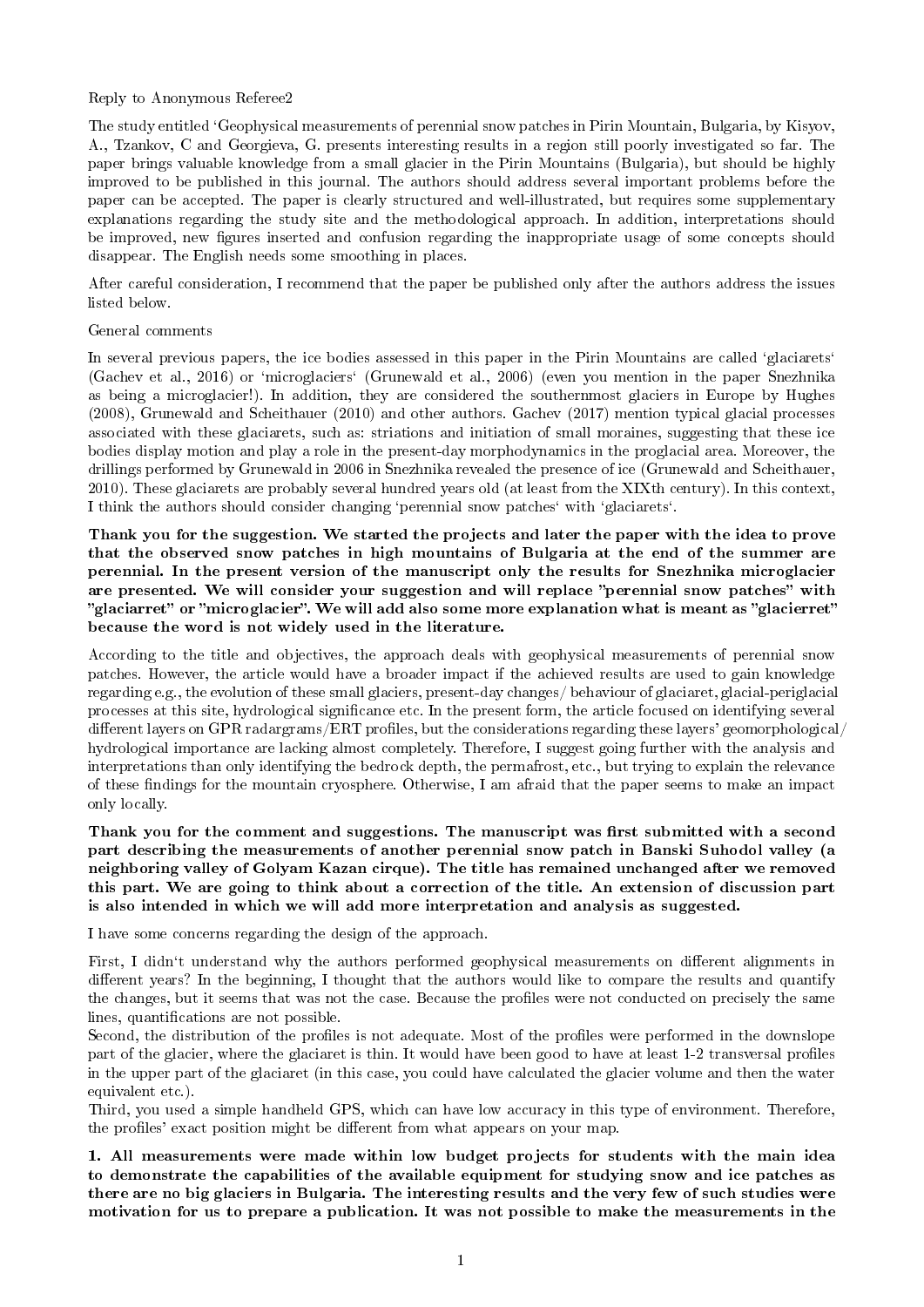Reply to Anonymous Referee2

The study entitled 'Geophysical measurements of perennial snow patches in Pirin Mountain, Bulgaria, by Kisyov, A., Tzankov, C and Georgieva, G. presents interesting results in a region still poorly investigated so far. The paper brings valuable knowledge from a small glacier in the Pirin Mountains (Bulgaria), but should be highly improved to be published in this journal. The authors should address several important problems before the paper can be accepted. The paper is clearly structured and well-illustrated, but requires some supplementary explanations regarding the study site and the methodological approach. In addition, interpretations should be improved, new figures inserted and confusion regarding the inappropriate usage of some concepts should disappear. The English needs some smoothing in places.

After careful consideration, I recommend that the paper be published only after the authors address the issues listed below.

General comments

In several previous papers, the ice bodies assessed in this paper in the Pirin Mountains are called 'glaciarets' (Gachev et al., 2016) or 'microglaciers' (Grunewald et al., 2006) (even you mention in the paper Snezhnika as being a microglacier!). In addition, they are considered the southernmost glaciers in Europe by Hughes (2008), Grunewald and Scheithauer (2010) and other authors. Gachev (2017) mention typical glacial processes associated with these glaciarets, such as: striations and initiation of small moraines, suggesting that these ice bodies display motion and play a role in the present-day morphodynamics in the proglacial area. Moreover, the drillings performed by Grunewald in 2006 in Snezhnika revealed the presence of ice (Grunewald and Scheithauer, 2010). These glaciarets are probably several hundred years old (at least from the XIXth century). In this context, I think the authors should consider changing 'perennial snow patches' with 'glaciarets'.

**Thank you for the suggestion. We started the projects and later the paper with the idea to prove that the observed snow patches in high mountains of Bulgaria at the end of the summer are perennial. In the present version of the manuscript only the results for Snezhnika microglacier are presented. We will consider your suggestion and will replace "perennial snow patches" with "glaciarret" or "microglacier". We will add also some more explanation what is meant as "glacierret" because the word is not widely used in the literature.**

According to the title and objectives, the approach deals with geophysical measurements of perennial snow patches. However, the article would have a broader impact if the achieved results are used to gain knowledge regarding e.g., the evolution of these small glaciers, present-day changes/ behaviour of glaciaret, glacial-periglacial processes at this site, hydrological significance etc. In the present form, the article focused on identifying several different layers on GPR radargrams/ERT profiles, but the considerations regarding these layers' geomorphological/ hydrological importance are lacking almost completely. Therefore, I suggest going further with the analysis and interpretations than only identifying the bedrock depth, the permafrost, etc., but trying to explain the relevance of these findings for the mountain cryosphere. Otherwise, I am afraid that the paper seems to make an impact only locally.

**Thank you for the comment and suggestions. The manuscript was first submitted with a second part describing the measurements of another perennial snow patch in Banski Suhodol valley (a neighboring valley of Golyam Kazan cirque). The title has remained unchanged after we removed this part. We are going to think about a correction of the title. An extension of discussion part is also intended in which we will add more interpretation and analysis as suggested.**

I have some concerns regarding the design of the approach.

First, I didn't understand why the authors performed geophysical measurements on different alignments in different years? In the beginning, I thought that the authors would like to compare the results and quantify the changes, but it seems that was not the case. Because the profiles were not conducted on precisely the same lines, quantifications are not possible.

Second, the distribution of the profiles is not adequate. Most of the profiles were performed in the downslope part of the glacier, where the glaciaret is thin. It would have been good to have at least 1-2 transversal profiles in the upper part of the glaciaret (in this case, you could have calculated the glacier volume and then the water equivalent etc.).

Third, you used a simple handheld GPS, which can have low accuracy in this type of environment. Therefore, the profiles' exact position might be different from what appears on your map.

**1. All measurements were made within low budget projects for students with the main idea to demonstrate the capabilities of the available equipment for studying snow and ice patches as there are no big glaciers in Bulgaria. The interesting results and the very few of such studies were motivation for us to prepare a publication. It was not possible to make the measurements in the**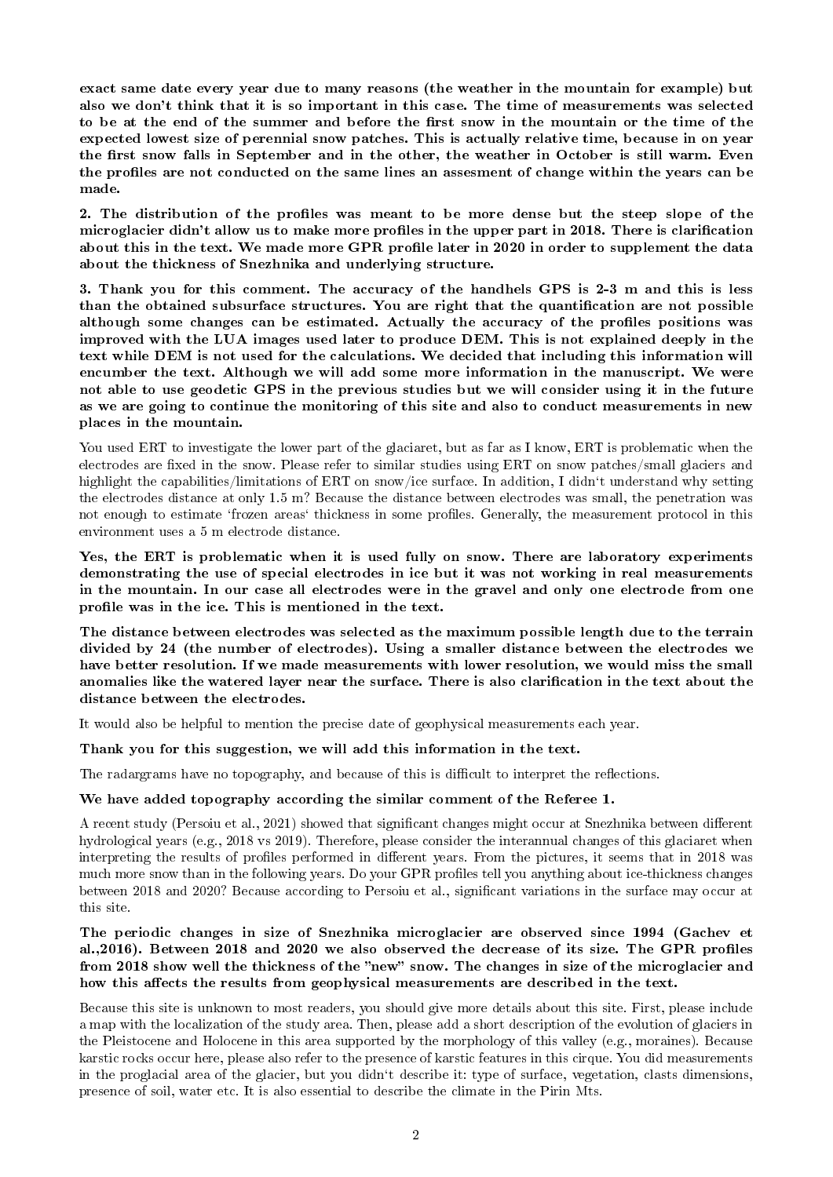**exact same date every year due to many reasons (the weather in the mountain for example) but also we don't think that it is so important in this case. The time of measurements was selected to be at the end of the summer and before the first snow in the mountain or the time of the expected lowest size of perennial snow patches. This is actually relative time, because in on year the first snow falls in September and in the other, the weather in October is still warm. Even the profiles are not conducted on the same lines an assesment of change within the years can be made.**

**2. The distribution of the profiles was meant to be more dense but the steep slope of the microglacier didn't allow us to make more profiles in the upper part in 2018. There is clarification about this in the text. We made more GPR profile later in 2020 in order to supplement the data about the thickness of Snezhnika and underlying structure.**

**3. Thank you for this comment. The accuracy of the handhels GPS is 2-3 m and this is less than the obtained subsurface structures. You are right that the quantification are not possible although some changes can be estimated. Actually the accuracy of the profiles positions was improved with the LUA images used later to produce DEM. This is not explained deeply in the text while DEM is not used for the calculations. We decided that including this information will encumber the text. Although we will add some more information in the manuscript. We were not able to use geodetic GPS in the previous studies but we will consider using it in the future as we are going to continue the monitoring of this site and also to conduct measurements in new places in the mountain.**

You used ERT to investigate the lower part of the glaciaret, but as far as I know, ERT is problematic when the electrodes are fixed in the snow. Please refer to similar studies using ERT on snow patches/small glaciers and highlight the capabilities/limitations of ERT on snow/ice surface. In addition, I didn't understand why setting the electrodes distance at only 1.5 m? Because the distance between electrodes was small, the penetration was not enough to estimate 'frozen areas' thickness in some profiles. Generally, the measurement protocol in this environment uses a 5 m electrode distance.

**Yes, the ERT is problematic when it is used fully on snow. There are laboratory experiments demonstrating the use of special electrodes in ice but it was not working in real measurements in the mountain. In our case all electrodes were in the gravel and only one electrode from one profile was in the ice. This is mentioned in the text.**

**The distance between electrodes was selected as the maximum possible length due to the terrain divided by 24 (the number of electrodes). Using a smaller distance between the electrodes we have better resolution. If we made measurements with lower resolution, we would miss the small anomalies like the watered layer near the surface. There is also clarification in the text about the distance between the electrodes.**

It would also be helpful to mention the precise date of geophysical measurements each year.

**Thank you for this suggestion, we will add this information in the text.**

The radargrams have no topography, and because of this is difficult to interpret the reflections.

**We have added topography according the similar comment of the Referee 1.**

A recent study (Persoiu et al., 2021) showed that significant changes might occur at Snezhnika between different hydrological years (e.g., 2018 vs 2019). Therefore, please consider the interannual changes of this glaciaret when interpreting the results of profiles performed in different years. From the pictures, it seems that in 2018 was much more snow than in the following years. Do your GPR profiles tell you anything about ice-thickness changes between 2018 and 2020? Because according to Persoiu et al., significant variations in the surface may occur at this site.

**The periodic changes in size of Snezhnika microglacier are observed since 1994 (Gachev et al.,2016). Between 2018 and 2020 we also observed the decrease of its size. The GPR profiles from 2018 show well the thickness of the "new" snow. The changes in size of the microglacier and how this affects the results from geophysical measurements are described in the text.**

Because this site is unknown to most readers, you should give more details about this site. First, please include a map with the localization of the study area. Then, please add a short description of the evolution of glaciers in the Pleistocene and Holocene in this area supported by the morphology of this valley (e.g., moraines). Because karstic rocks occur here, please also refer to the presence of karstic features in this cirque. You did measurements in the proglacial area of the glacier, but you didn't describe it: type of surface, vegetation, clasts dimensions, presence of soil, water etc. It is also essential to describe the climate in the Pirin Mts.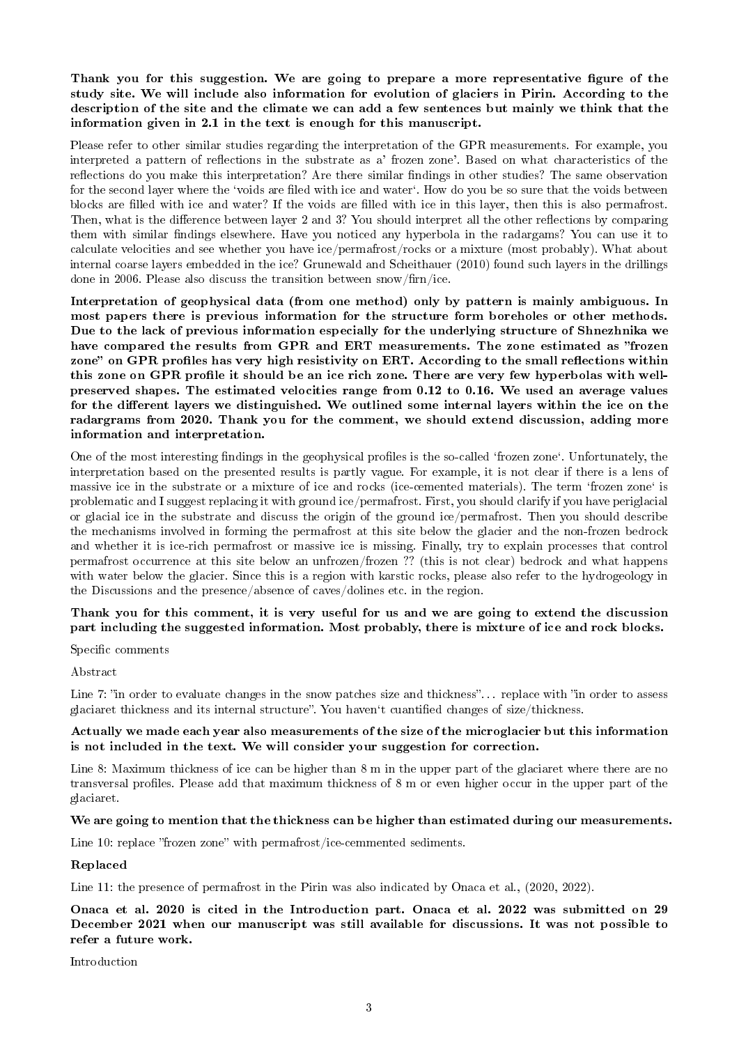**Thank you for this suggestion. We are going to prepare a more representative figure of the study site. We will include also information for evolution of glaciers in Pirin. According to the description of the site and the climate we can add a few sentences but mainly we think that the information given in 2.1 in the text is enough for this manuscript.**

Please refer to other similar studies regarding the interpretation of the GPR measurements. For example, you interpreted a pattern of reflections in the substrate as a' frozen zone'. Based on what characteristics of the reflections do you make this interpretation? Are there similar findings in other studies? The same observation for the second layer where the 'voids are filed with ice and water'. How do you be so sure that the voids between blocks are filled with ice and water? If the voids are filled with ice in this layer, then this is also permafrost. Then, what is the difference between layer 2 and 3? You should interpret all the other reflections by comparing them with similar findings elsewhere. Have you noticed any hyperbola in the radargams? You can use it to calculate velocities and see whether you have ice/permafrost/rocks or a mixture (most probably). What about internal coarse layers embedded in the ice? Grunewald and Scheithauer (2010) found such layers in the drillings done in 2006. Please also discuss the transition between snow/firn/ice.

**Interpretation of geophysical data (from one method) only by pattern is mainly ambiguous. In most papers there is previous information for the structure form boreholes or other methods. Due to the lack of previous information especially for the underlying structure of Shnezhnika we have compared the results from GPR and ERT measurements. The zone estimated as "frozen zone" on GPR profiles has very high resistivity on ERT. According to the small reflections within this zone on GPR profile it should be an ice rich zone. There are very few hyperbolas with well-preserved shapes. The estimated velocities range from 0.12 to 0.16. We used an average values for the different layers we distinguished. We outlined some internal layers within the ice on the radargrams from 2020. Thank you for the comment, we should extend discussion, adding more information and interpretation.**

One of the most interesting findings in the geophysical profiles is the so-called 'frozen zone'. Unfortunately, the interpretation based on the presented results is partly vague. For example, it is not clear if there is a lens of massive ice in the substrate or a mixture of ice and rocks (ice-cemented materials). The term 'frozen zone' is problematic and I suggest replacing it with ground ice/permafrost. First, you should clarify if you have periglacial or glacial ice in the substrate and discuss the origin of the ground ice/permafrost. Then you should describe the mechanisms involved in forming the permafrost at this site below the glacier and the non-frozen bedrock and whether it is ice-rich permafrost or massive ice is missing. Finally, try to explain processes that control permafrost occurrence at this site below an unfrozen/frozen ?? (this is not clear) bedrock and what happens with water below the glacier. Since this is a region with karstic rocks, please also refer to the hydrogeology in the Discussions and the presence/absence of caves/dolines etc. in the region.

**Thank you for this comment, it is very useful for us and we are going to extend the discussion part including the suggested information. Most probably, there is mixture of ice and rock blocks.**

Specific comments

Abstract

Line 7: "in order to evaluate changes in the snow patches size and thickness"... replace with "in order to assess glaciaret thickness and its internal structure". You haven't cuantified changes of size/thickness.

**Actually we made each year also measurements of the size of the microglacier but this information is not included in the text. We will consider your suggestion for correction.**

Line 8: Maximum thickness of ice can be higher than 8 m in the upper part of the glaciaret where there are no transversal profiles. Please add that maximum thickness of 8 m or even higher occur in the upper part of the glaciaret.

**We are going to mention that the thickness can be higher than estimated during our measurements.**

Line 10: replace "frozen zone" with permafrost/ice-cemmented sediments.

**Replaced**

Line 11: the presence of permafrost in the Pirin was also indicated by Onaca et al., (2020, 2022).

**Onaca et al. 2020 is cited in the Introduction part. Onaca et al. 2022 was submitted on 29 December 2021 when our manuscript was still available for discussions. It was not possible to refer a future work.**

Introduction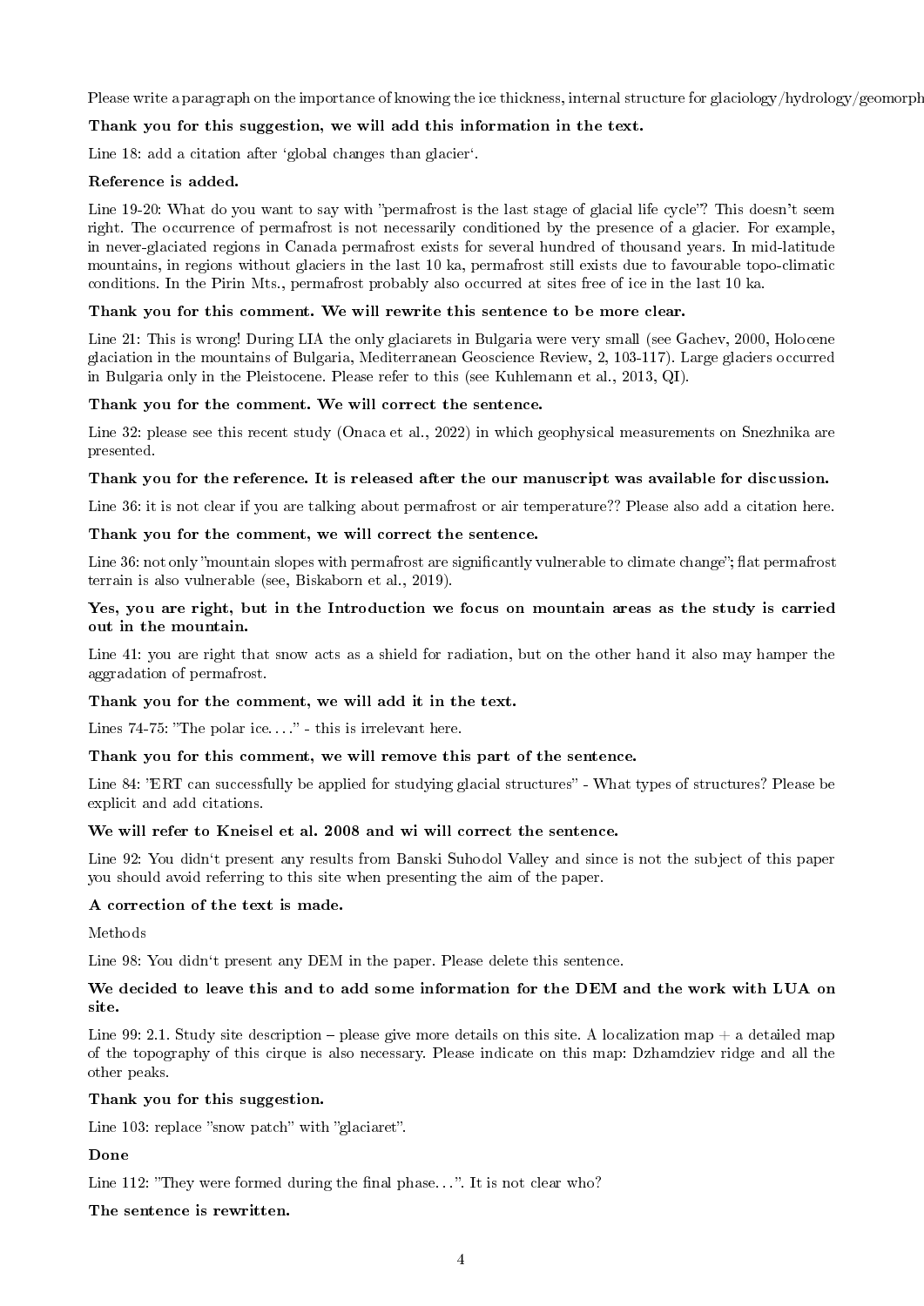Please write a paragraph on the importance of knowing the ice thickness, internal structure for glaciology/hydrology/geomorph

**Thank you for this suggestion, we will add this information in the text.**

Line 18: add a citation after 'global changes than glacier'.

**Reference is added.**

Line 19-20: What do you want to say with "permafrost is the last stage of glacial life cycle"? This doesn't seem right. The occurrence of permafrost is not necessarily conditioned by the presence of a glacier. For example, in never-glaciated regions in Canada permafrost exists for several hundred of thousand years. In mid-latitude mountains, in regions without glaciers in the last 10 ka, permafrost still exists due to favourable topo-climatic conditions. In the Pirin Mts., permafrost probably also occurred at sites free of ice in the last 10 ka.

**Thank you for this comment. We will rewrite this sentence to be more clear.**

Line 21: This is wrong! During LIA the only glaciarets in Bulgaria were very small (see Gachev, 2000, Holocene glaciation in the mountains of Bulgaria, Mediterranean Geoscience Review, 2, 103-117). Large glaciers occurred in Bulgaria only in the Pleistocene. Please refer to this (see Kuhlemann et al., 2013, QI).

**Thank you for the comment. We will correct the sentence.**

Line 32: please see this recent study (Onaca et al., 2022) in which geophysical measurements on Snezhnika are presented.

**Thank you for the reference. It is released after the our manuscript was available for discussion.**

Line 36: it is not clear if you are talking about permafrost or air temperature?? Please also add a citation here.

**Thank you for the comment, we will correct the sentence.**

Line 36: not only "mountain slopes with permafrost are significantly vulnerable to climate change"; flat permafrost terrain is also vulnerable (see, Biskaborn et al., 2019).

**Yes, you are right, but in the Introduction we focus on mountain areas as the study is carried out in the mountain.**

Line 41: you are right that snow acts as a shield for radiation, but on the other hand it also may hamper the aggradation of permafrost.

**Thank you for the comment, we will add it in the text.**

Lines 74-75: "The polar ice. . . ." - this is irrelevant here.

**Thank you for this comment, we will remove this part of the sentence.**

Line 84: "ERT can successfully be applied for studying glacial structures" - What types of structures? Please be explicit and add citations.

**We will refer to Kneisel et al. 2008 and wi will correct the sentence.**

Line 92: You didn't present any results from Banski Suhodol Valley and since is not the subject of this paper you should avoid referring to this site when presenting the aim of the paper.

**A correction of the text is made.**

Methods

Line 98: You didn't present any DEM in the paper. Please delete this sentence.

**We decided to leave this and to add some information for the DEM and the work with LUA on site.**

Line 99: 2.1. Study site description – please give more details on this site. A localization map + a detailed map of the topography of this cirque is also necessary. Please indicate on this map: Dzhamdziev ridge and all the other peaks.

**Thank you for this suggestion.**

Line 103: replace "snow patch" with "glaciaret".

**Done**

Line 112: "They were formed during the final phase. . . ". It is not clear who?

**The sentence is rewritten.**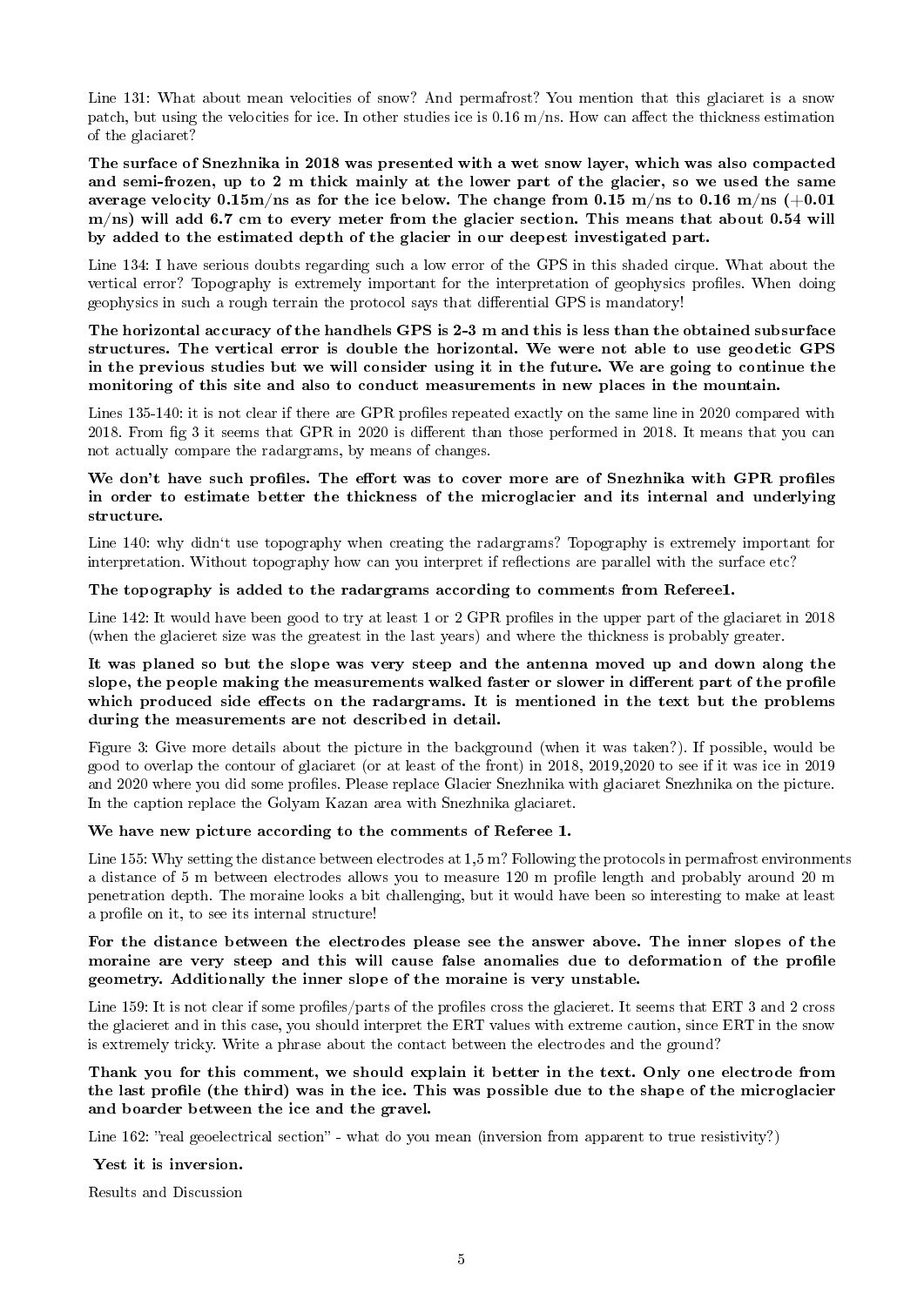Line 131: What about mean velocities of snow? And permafrost? You mention that this glaciaret is a snow patch, but using the velocities for ice. In other studies ice is 0.16 m/ns. How can affect the thickness estimation of the glaciaret?

**The surface of Snezhnika in 2018 was presented with a wet snow layer, which was also compacted and semi-frozen, up to 2 m thick mainly at the lower part of the glacier, so we used the same average velocity 0.15m/ns as for the ice below. The change from 0.15 m/ns to 0.16 m/ns (+0.01 m/ns) will add 6.7 cm to every meter from the glacier section. This means that about 0.54 will by added to the estimated depth of the glacier in our deepest investigated part.**

Line 134: I have serious doubts regarding such a low error of the GPS in this shaded cirque. What about the vertical error? Topography is extremely important for the interpretation of geophysics profiles. When doing geophysics in such a rough terrain the protocol says that differential GPS is mandatory!

**The horizontal accuracy of the handhels GPS is 2-3 m and this is less than the obtained subsurface structures. The vertical error is double the horizontal. We were not able to use geodetic GPS in the previous studies but we will consider using it in the future. We are going to continue the monitoring of this site and also to conduct measurements in new places in the mountain.**

Lines 135-140: it is not clear if there are GPR profiles repeated exactly on the same line in 2020 compared with 2018. From fig 3 it seems that GPR in 2020 is different than those performed in 2018. It means that you can not actually compare the radargrams, by means of changes.

**We don't have such profiles. The effort was to cover more are of Snezhnika with GPR profiles in order to estimate better the thickness of the microglacier and its internal and underlying structure.**

Line 140: why didn't use topography when creating the radargrams? Topography is extremely important for interpretation. Without topography how can you interpret if reflections are parallel with the surface etc?

**The topography is added to the radargrams according to comments from Referee1.**

Line 142: It would have been good to try at least 1 or 2 GPR profiles in the upper part of the glaciaret in 2018 (when the glacieret size was the greatest in the last years) and where the thickness is probably greater.

**It was planed so but the slope was very steep and the antenna moved up and down along the slope, the people making the measurements walked faster or slower in different part of the profile which produced side effects on the radargrams. It is mentioned in the text but the problems during the measurements are not described in detail.**

Figure 3: Give more details about the picture in the background (when it was taken?). If possible, would be good to overlap the contour of glaciaret (or at least of the front) in 2018, 2019,2020 to see if it was ice in 2019 and 2020 where you did some profiles. Please replace Glacier Snezhnika with glaciaret Snezhnika on the picture. In the caption replace the Golyam Kazan area with Snezhnika glaciaret.

**We have new picture according to the comments of Referee 1.**

Line 155: Why setting the distance between electrodes at 1,5 m? Following the protocols in permafrost environments a distance of 5 m between electrodes allows you to measure 120 m profile length and probably around 20 m penetration depth. The moraine looks a bit challenging, but it would have been so interesting to make at least a profile on it, to see its internal structure!

**For the distance between the electrodes please see the answer above. The inner slopes of the moraine are very steep and this will cause false anomalies due to deformation of the profile geometry. Additionally the inner slope of the moraine is very unstable.**

Line 159: It is not clear if some profiles/parts of the profiles cross the glacieret. It seems that ERT 3 and 2 cross the glacieret and in this case, you should interpret the ERT values with extreme caution, since ERT in the snow is extremely tricky. Write a phrase about the contact between the electrodes and the ground?

**Thank you for this comment, we should explain it better in the text. Only one electrode from the last profile (the third) was in the ice. This was possible due to the shape of the microglacier and boarder between the ice and the gravel.**

Line 162: "real geoelectrical section" - what do you mean (inversion from apparent to true resistivity?)

**Yest it is inversion.**

Results and Discussion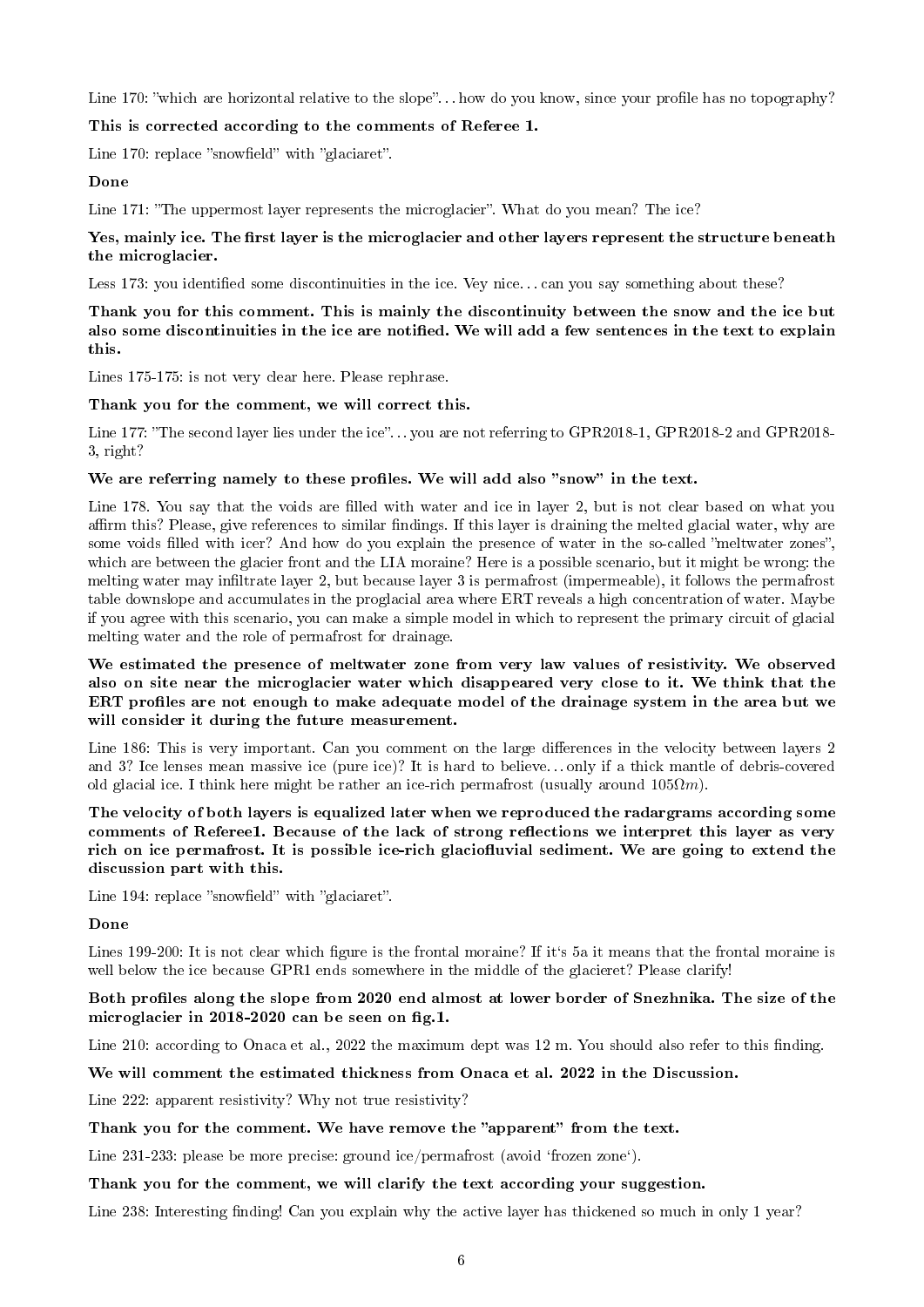Line 170: "which are horizontal relative to the slope"... how do you know, since your profile has no topography?

**This is corrected according to the comments of Referee 1.**

Line 170: replace "snowfield" with "glaciaret".

**Done**

Line 171: "The uppermost layer represents the microglacier". What do you mean? The ice?

**Yes, mainly ice. The first layer is the microglacier and other layers represent the structure beneath the microglacier.**

Less 173: you identified some discontinuities in the ice. Vey nice... can you say something about these?

**Thank you for this comment. This is mainly the discontinuity between the snow and the ice but also some discontinuities in the ice are notified. We will add a few sentences in the text to explain this.**

Lines 175-175: is not very clear here. Please rephrase.

**Thank you for the comment, we will correct this.**

Line 177: "The second layer lies under the ice"... you are not referring to GPR2018-1, GPR2018-2 and GPR2018-3, right?

**We are referring namely to these profiles. We will add also "snow" in the text.**

Line 178. You say that the voids are filled with water and ice in layer 2, but is not clear based on what you affirm this? Please, give references to similar findings. If this layer is draining the melted glacial water, why are some voids filled with icer? And how do you explain the presence of water in the so-called "meltwater zones", which are between the glacier front and the LIA moraine? Here is a possible scenario, but it might be wrong: the melting water may infiltrate layer 2, but because layer 3 is permafrost (impermeable), it follows the permafrost table downslope and accumulates in the proglacial area where ERT reveals a high concentration of water. Maybe if you agree with this scenario, you can make a simple model in which to represent the primary circuit of glacial melting water and the role of permafrost for drainage.

**We estimated the presence of meltwater zone from very law values of resistivity. We observed also on site near the microglacier water which disappeared very close to it. We think that the ERT profiles are not enough to make adequate model of the drainage system in the area but we will consider it during the future measurement.**

Line 186: This is very important. Can you comment on the large differences in the velocity between layers 2 and 3? Ice lenses mean massive ice (pure ice)? It is hard to believe... only if a thick mantle of debris-covered old glacial ice. I think here might be rather an ice-rich permafrost (usually around $105\Omega m$).

**The velocity of both layers is equalized later when we reproduced the radargrams according some comments of Referee1. Because of the lack of strong reflections we interpret this layer as very rich on ice permafrost. It is possible ice-rich glaciofluvial sediment. We are going to extend the discussion part with this.**

Line 194: replace "snowfield" with "glaciaret".

**Done**

Lines 199-200: It is not clear which figure is the frontal moraine? If it's 5a it means that the frontal moraine is well below the ice because GPR1 ends somewhere in the middle of the glacieret? Please clarify!

**Both profiles along the slope from 2020 end almost at lower border of Snezhnika. The size of the microglacier in 2018-2020 can be seen on fig.1.**

Line 210: according to Onaca et al., 2022 the maximum dept was 12 m. You should also refer to this finding.

**We will comment the estimated thickness from Onaca et al. 2022 in the Discussion.**

Line 222: apparent resistivity? Why not true resistivity?

**Thank you for the comment. We have remove the "apparent" from the text.**

Line 231-233: please be more precise: ground ice/permafrost (avoid 'frozen zone').

**Thank you for the comment, we will clarify the text according your suggestion.**

Line 238: Interesting finding! Can you explain why the active layer has thickened so much in only 1 year?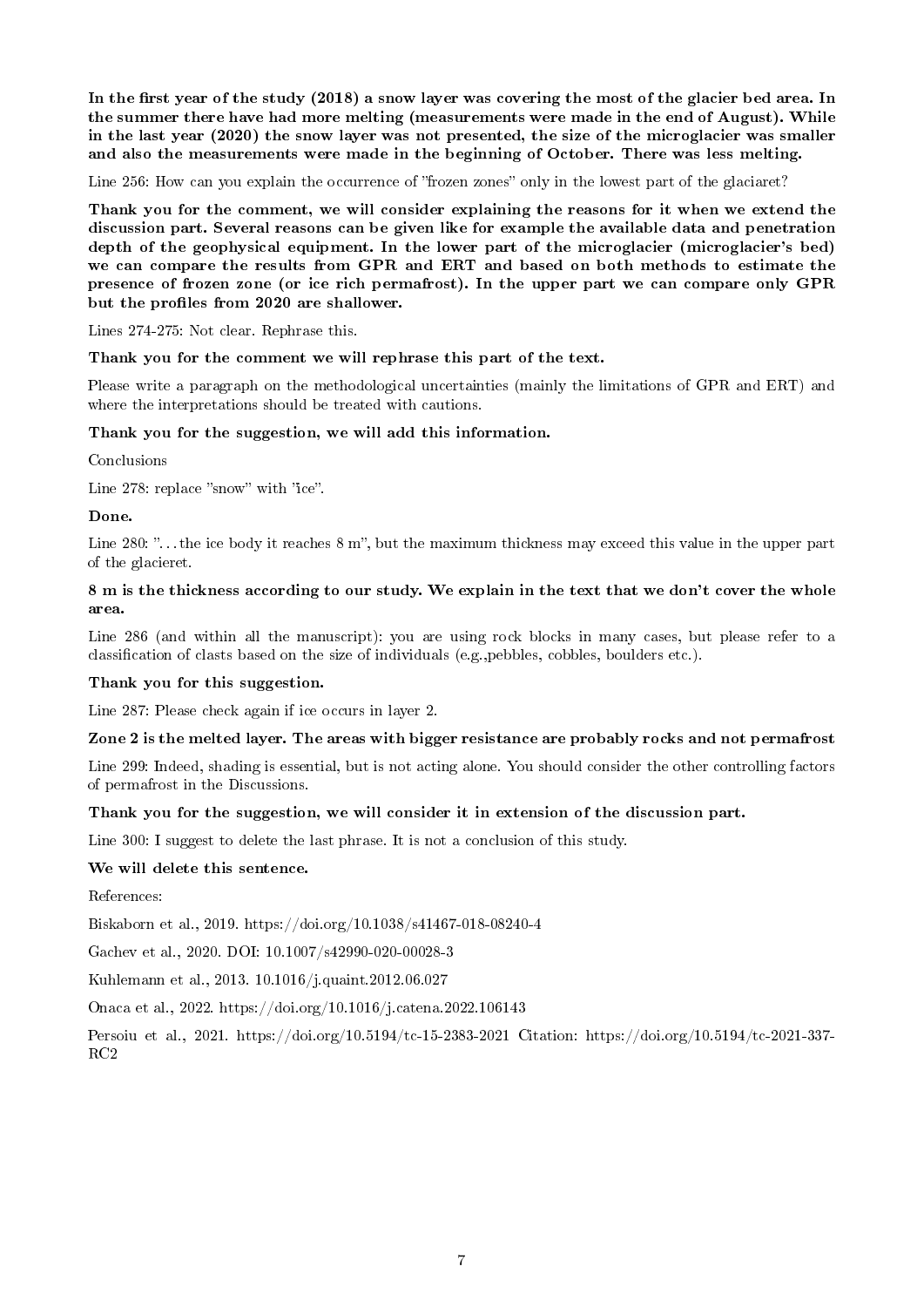**In the first year of the study (2018) a snow layer was covering the most of the glacier bed area. In the summer there have had more melting (measurements were made in the end of August). While in the last year (2020) the snow layer was not presented, the size of the microglacier was smaller and also the measurements were made in the beginning of October. There was less melting.**

Line 256: How can you explain the occurrence of "frozen zones" only in the lowest part of the glaciaret?

**Thank you for the comment, we will consider explaining the reasons for it when we extend the discussion part. Several reasons can be given like for example the available data and penetration depth of the geophysical equipment. In the lower part of the microglacier (microglacier's bed) we can compare the results from GPR and ERT and based on both methods to estimate the presence of frozen zone (or ice rich permafrost). In the upper part we can compare only GPR but the profiles from 2020 are shallower.**

Lines 274-275: Not clear. Rephrase this.

**Thank you for the comment we will rephrase this part of the text.**

Please write a paragraph on the methodological uncertainties (mainly the limitations of GPR and ERT) and where the interpretations should be treated with cautions.

**Thank you for the suggestion, we will add this information.**

Conclusions

Line 278: replace "snow" with "ice".

**Done.**

Line 280: "…the ice body it reaches 8 m", but the maximum thickness may exceed this value in the upper part of the glacieret.

**8 m is the thickness according to our study. We explain in the text that we don't cover the whole area.**

Line 286 (and within all the manuscript): you are using rock blocks in many cases, but please refer to a classification of clasts based on the size of individuals (e.g.,pebbles, cobbles, boulders etc.).

**Thank you for this suggestion.**

Line 287: Please check again if ice occurs in layer 2.

**Zone 2 is the melted layer. The areas with bigger resistance are probably rocks and not permafrost**

Line 299: Indeed, shading is essential, but is not acting alone. You should consider the other controlling factors of permafrost in the Discussions.

**Thank you for the suggestion, we will consider it in extension of the discussion part.**

Line 300: I suggest to delete the last phrase. It is not a conclusion of this study.

**We will delete this sentence.**

References:

Biskaborn et al., 2019. https://doi.org/10.1038/s41467-018-08240-4

Gachev et al., 2020. DOI: 10.1007/s42990-020-00028-3

Kuhlemann et al., 2013. 10.1016/j.quaint.2012.06.027

Onaca et al., 2022. https://doi.org/10.1016/j.catena.2022.106143

Persoiu et al., 2021. https://doi.org/10.5194/tc-15-2383-2021 Citation: https://doi.org/10.5194/tc-2021-337-RC2